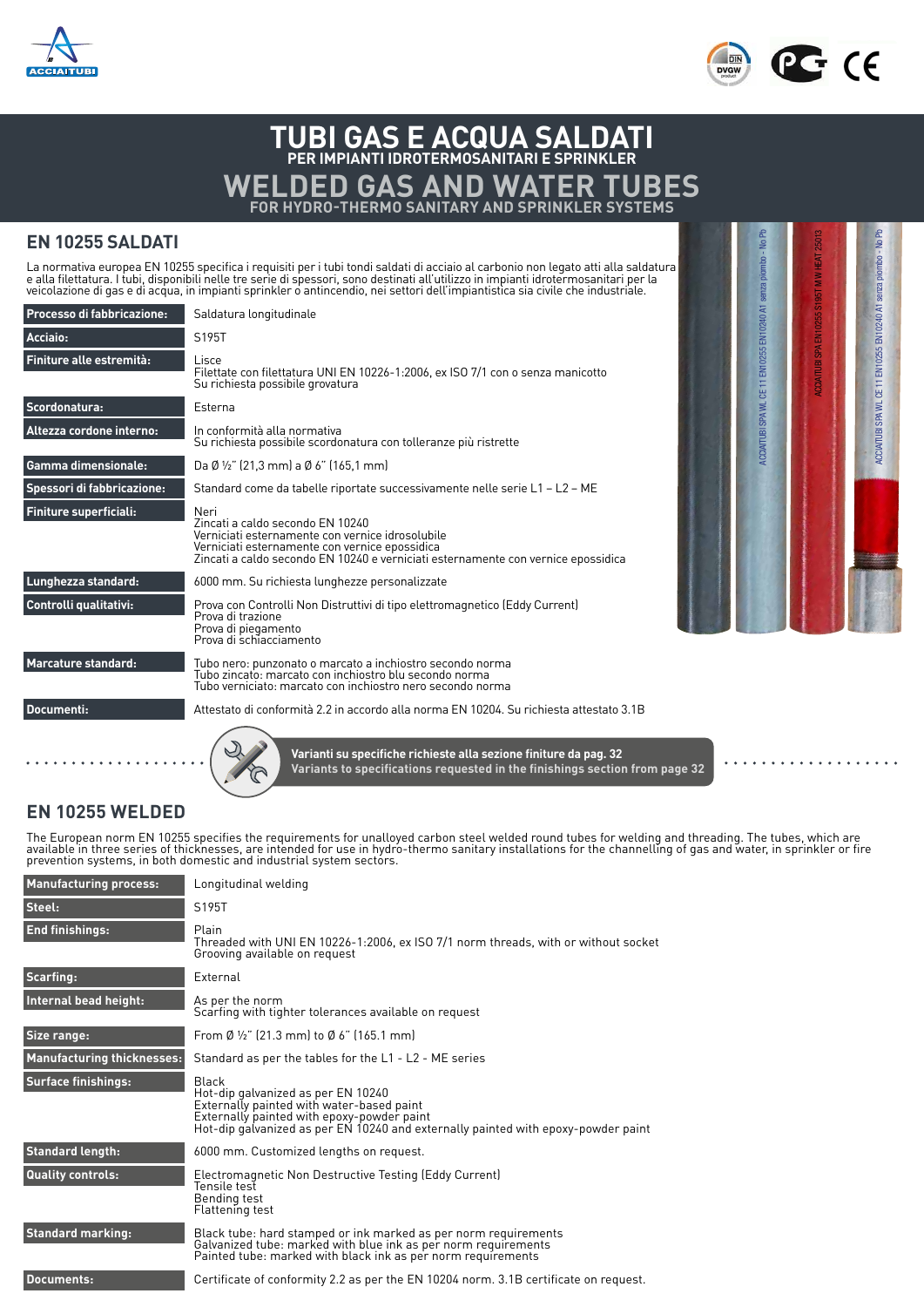# TUBI GAS E ACQUA SALDATI

## PER IMPIANTI IDROTERMOSANITARI E SPRINKLER

# WELDED GAS AND WATER TUBES

## FOR HYDRO-THERMO SANITARY AND SPRINKLER SYSTEMS

## EN 10255 SALDATI

La normativa europea EN 10255 specifica i requisiti per i tubi tondi saldati di acciaio al carbonio non legato atti alla saldatura e alla filettatura. I tubi, disponibili nelle tre serie di spessori, sono destinati all'utilizzo in impianti idrotermosanitari per la veicolazione di gas e di acqua, in impianti sprinkler o antincendio, nei settori dell'impiantistica sia civile che industriale.

| | |
|---|---|
| **Processo di fabbricazione:** | Saldatura longitudinale |
| **Acciaio:** | S195T |
| **Finiture alle estremità:** | Lisce<br>Filettate con filettatura UNI EN 10226-1:2006, ex ISO 7/1 con o senza manicotto<br>Su richiesta possibile grovatura |
| **Scordonatura:** | Esterna |
| **Altezza cordone interno:** | In conformità alla normativa<br>Su richiesta possibile scordonatura con tolleranze più ristrette |
| **Gamma dimensionale:** | Da Ø ½" (21,3 mm) a Ø 6" (165,1 mm) |
| **Spessori di fabbricazione:** | Standard come da tabelle riportate successivamente nelle serie L1 – L2 – ME |
| **Finiture superficiali:** | Neri<br>Zincati a caldo secondo EN 10240<br>Verniciati esternamente con vernice idrosolubile<br>Verniciati esternamente con vernice epossidica<br>Zincati a caldo secondo EN 10240 e verniciati esternamente con vernice epossidica |
| **Lunghezza standard:** | 6000 mm. Su richiesta lunghezze personalizzate |
| **Controlli qualitativi:** | Prova con Controlli Non Distruttivi di tipo elettromagnetico (Eddy Current)<br>Prova di trazione<br>Prova di piegamento<br>Prova di schiacciamento |
| **Marcature standard:** | Tubo nero: punzonato o marcato a inchiostro secondo norma<br>Tubo zincato: marcato con inchiostro blu secondo norma<br>Tubo verniciato: marcato con inchiostro nero secondo norma |
| **Documenti:** | Attestato di conformità 2.2 in accordo alla norma EN 10204. Su richiesta attestato 3.1B |

**Varianti su specifiche richieste alla sezione finiture da pag. 32**
**Variants to specifications requested in the finishings section from page 32**

## EN 10255 WELDED

The European norm EN 10255 specifies the requirements for unalloyed carbon steel welded round tubes for welding and threading. The tubes, which are available in three series of thicknesses, are intended for use in hydro-thermo sanitary installations for the channelling of gas and water, in sprinkler or fire prevention systems, in both domestic and industrial system sectors.

| | |
|---|---|
| **Manufacturing process:** | Longitudinal welding |
| **Steel:** | S195T |
| **End finishings:** | Plain<br>Threaded with UNI EN 10226-1:2006, ex ISO 7/1 norm threads, with or without socket<br>Grooving available on request |
| **Scarfing:** | External |
| **Internal bead height:** | As per the norm<br>Scarfing with tighter tolerances available on request |
| **Size range:** | From Ø ½" (21.3 mm) to Ø 6" (165.1 mm) |
| **Manufacturing thicknesses:** | Standard as per the tables for the L1 - L2 - ME series |
| **Surface finishings:** | Black<br>Hot-dip galvanized as per EN 10240<br>Externally painted with water-based paint<br>Externally painted with epoxy-powder paint<br>Hot-dip galvanized as per EN 10240 and externally painted with epoxy-powder paint |
| **Standard length:** | 6000 mm. Customized lengths on request. |
| **Quality controls:** | Electromagnetic Non Destructive Testing (Eddy Current)<br>Tensile test<br>Bending test<br>Flattening test |
| **Standard marking:** | Black tube: hard stamped or ink marked as per norm requirements<br>Galvanized tube: marked with blue ink as per norm requirements<br>Painted tube: marked with black ink as per norm requirements |
| **Documents:** | Certificate of conformity 2.2 as per the EN 10204 norm. 3.1B certificate on request. |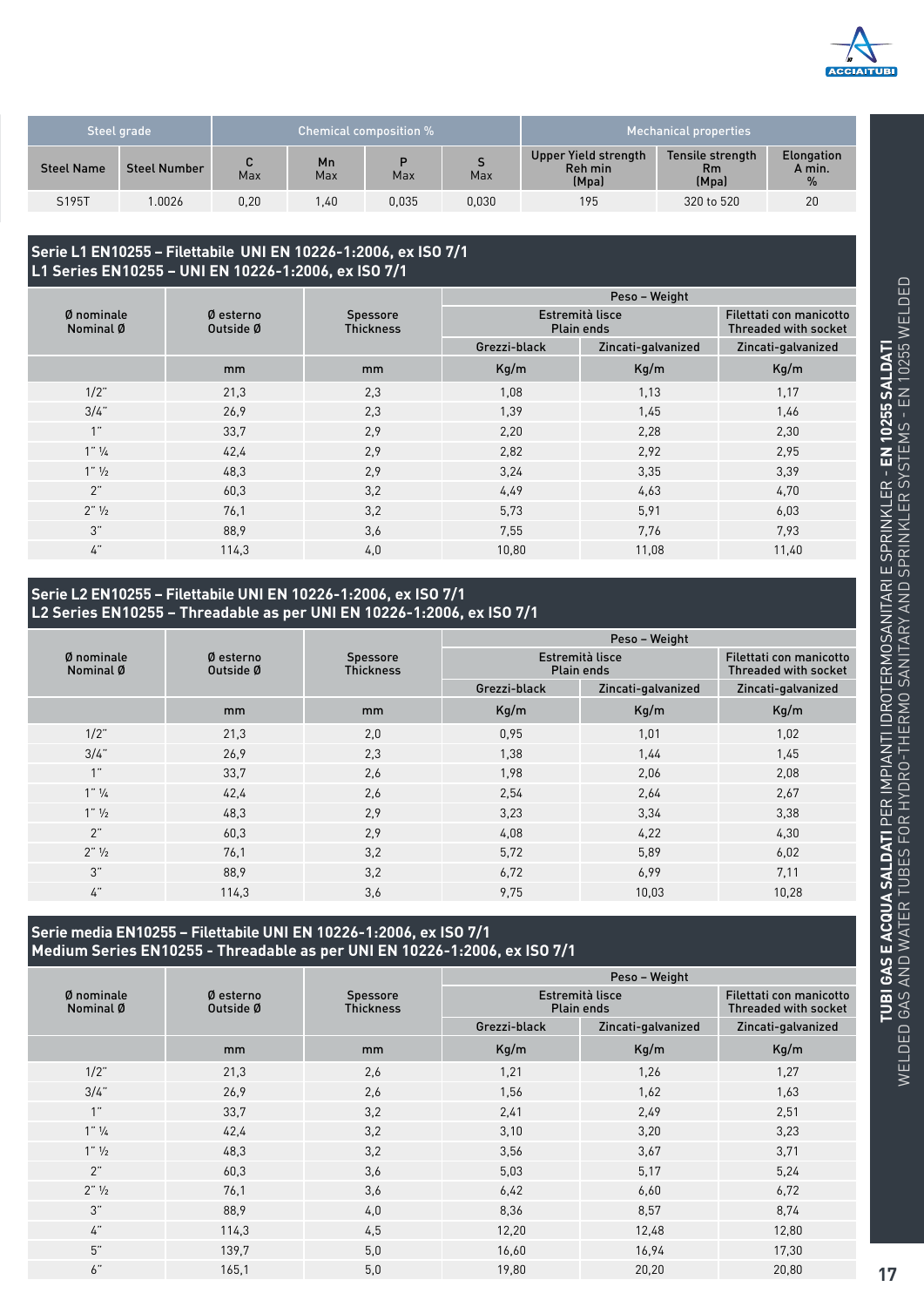| Steel grade | | Chemical composition % | | | | Mechanical properties | | |
|---|---|---|---|---|---|---|---|---|
| Steel Name | Steel Number | C Max | Mn Max | P Max | S Max | Upper Yield strength Reh min (Mpa) | Tensile strength Rm (Mpa) | Elongation A min. % |
| S195T | 1.0026 | 0,20 | 1,40 | 0,035 | 0,030 | 195 | 320 to 520 | 20 |

## Serie L1 EN10255 – Filettabile UNI EN 10226-1:2006, ex ISO 7/1
## L1 Series EN10255 – UNI EN 10226-1:2006, ex ISO 7/1

| Ø nominale Nominal Ø | Ø esterno Outside Ø | Spessore Thickness | Peso – Weight | | |
|---|---|---|---|---|---|
| | | | Estremità lisce Plain ends | | Filettati con manicotto Threaded with socket |
| | | | Grezzi-black | Zincati-galvanized | Zincati-galvanized |
| | mm | mm | Kg/m | Kg/m | Kg/m |
| 1/2" | 21,3 | 2,3 | 1,08 | 1,13 | 1,17 |
| 3/4" | 26,9 | 2,3 | 1,39 | 1,45 | 1,46 |
| 1" | 33,7 | 2,9 | 2,20 | 2,28 | 2,30 |
| 1" ¼ | 42,4 | 2,9 | 2,82 | 2,92 | 2,95 |
| 1" ½ | 48,3 | 2,9 | 3,24 | 3,35 | 3,39 |
| 2" | 60,3 | 3,2 | 4,49 | 4,63 | 4,70 |
| 2" ½ | 76,1 | 3,2 | 5,73 | 5,91 | 6,03 |
| 3" | 88,9 | 3,6 | 7,55 | 7,76 | 7,93 |
| 4" | 114,3 | 4,0 | 10,80 | 11,08 | 11,40 |

## Serie L2 EN10255 – Filettabile UNI EN 10226-1:2006, ex ISO 7/1
## L2 Series EN10255 – Threadable as per UNI EN 10226-1:2006, ex ISO 7/1

| Ø nominale Nominal Ø | Ø esterno Outside Ø | Spessore Thickness | Peso – Weight | | |
|---|---|---|---|---|---|
| | | | Estremità lisce Plain ends | | Filettati con manicotto Threaded with socket |
| | | | Grezzi-black | Zincati-galvanized | Zincati-galvanized |
| | mm | mm | Kg/m | Kg/m | Kg/m |
| 1/2" | 21,3 | 2,0 | 0,95 | 1,01 | 1,02 |
| 3/4" | 26,9 | 2,3 | 1,38 | 1,44 | 1,45 |
| 1" | 33,7 | 2,6 | 1,98 | 2,06 | 2,08 |
| 1" ¼ | 42,4 | 2,6 | 2,54 | 2,64 | 2,67 |
| 1" ½ | 48,3 | 2,9 | 3,23 | 3,34 | 3,38 |
| 2" | 60,3 | 2,9 | 4,08 | 4,22 | 4,30 |
| 2" ½ | 76,1 | 3,2 | 5,72 | 5,89 | 6,02 |
| 3" | 88,9 | 3,2 | 6,72 | 6,99 | 7,11 |
| 4" | 114,3 | 3,6 | 9,75 | 10,03 | 10,28 |

## Serie media EN10255 – Filettabile UNI EN 10226-1:2006, ex ISO 7/1
## Medium Series EN10255 - Threadable as per UNI EN 10226-1:2006, ex ISO 7/1

| Ø nominale Nominal Ø | Ø esterno Outside Ø | Spessore Thickness | Peso – Weight | | |
|---|---|---|---|---|---|
| | | | Estremità lisce Plain ends | | Filettati con manicotto Threaded with socket |
| | | | Grezzi-black | Zincati-galvanized | Zincati-galvanized |
| | mm | mm | Kg/m | Kg/m | Kg/m |
| 1/2" | 21,3 | 2,6 | 1,21 | 1,26 | 1,27 |
| 3/4" | 26,9 | 2,6 | 1,56 | 1,62 | 1,63 |
| 1" | 33,7 | 3,2 | 2,41 | 2,49 | 2,51 |
| 1" ¼ | 42,4 | 3,2 | 3,10 | 3,20 | 3,23 |
| 1" ½ | 48,3 | 3,2 | 3,56 | 3,67 | 3,71 |
| 2" | 60,3 | 3,6 | 5,03 | 5,17 | 5,24 |
| 2" ½ | 76,1 | 3,6 | 6,42 | 6,60 | 6,72 |
| 3" | 88,9 | 4,0 | 8,36 | 8,57 | 8,74 |
| 4" | 114,3 | 4,5 | 12,20 | 12,48 | 12,80 |
| 5" | 139,7 | 5,0 | 16,60 | 16,94 | 17,30 |
| 6" | 165,1 | 5,0 | 19,80 | 20,20 | 20,80 |